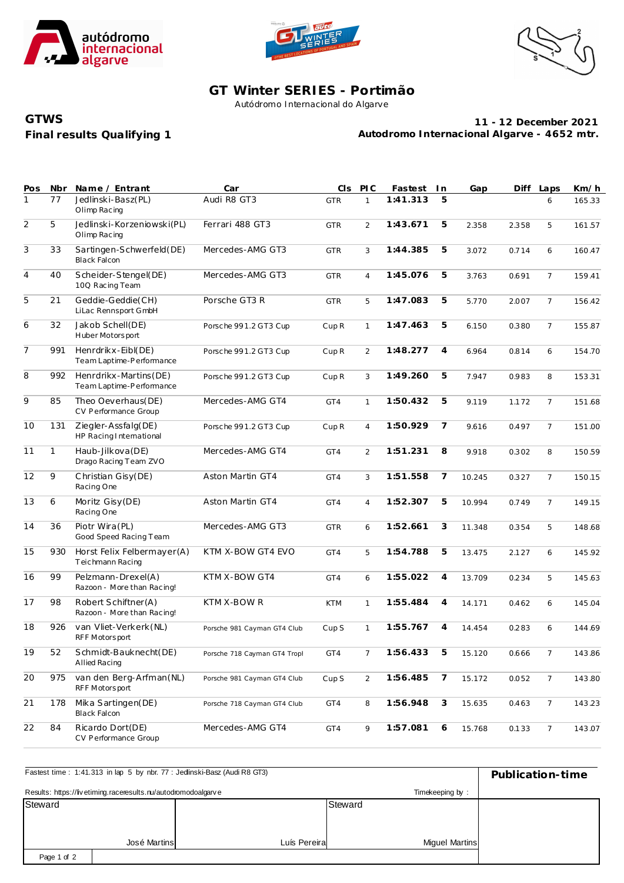# GT Winter SERIES - Portimão

Autódromo Internacional do Algarve

## GTWS
## Final results Qualifying 1

**11 - 12 December 2021**
**Autodromo Internacional Algarve - 4652 mtr.**

| Pos | Nbr | Name / Entrant | Car | Cls | PIC | Fastest | In | Gap | Diff | Laps | Km/h |
|---|---|---|---|---|---|---|---|---|---|---|---|
| 1 | 77 | Jedlinski-Basz(PL) Olimp Racing | Audi R8 GT3 | GTR | 1 | **1:41.313** | **5** | | | 6 | 165.33 |
| 2 | 5 | Jedlinski-Korzeniowski(PL) Olimp Racing | Ferrari 488 GT3 | GTR | 2 | **1:43.671** | **5** | 2.358 | 2.358 | 5 | 161.57 |
| 3 | 33 | Sartingen-Schwerfeld(DE) Black Falcon | Mercedes-AMG GT3 | GTR | 3 | **1:44.385** | **5** | 3.072 | 0.714 | 6 | 160.47 |
| 4 | 40 | Scheider-Stengel(DE) 10Q Racing Team | Mercedes-AMG GT3 | GTR | 4 | **1:45.076** | **5** | 3.763 | 0.691 | 7 | 159.41 |
| 5 | 21 | Geddie-Geddie(CH) LiLac Rennsport GmbH | Porsche GT3 R | GTR | 5 | **1:47.083** | **5** | 5.770 | 2.007 | 7 | 156.42 |
| 6 | 32 | Jakob Schell(DE) Huber Motorsport | Porsche 991.2 GT3 Cup | Cup R | 1 | **1:47.463** | **5** | 6.150 | 0.380 | 7 | 155.87 |
| 7 | 991 | Henrdrikx-Eibl(DE) Team Laptime-Performance | Porsche 991.2 GT3 Cup | Cup R | 2 | **1:48.277** | **4** | 6.964 | 0.814 | 6 | 154.70 |
| 8 | 992 | Henrdrikx-Martins(DE) Team Laptime-Performance | Porsche 991.2 GT3 Cup | Cup R | 3 | **1:49.260** | **5** | 7.947 | 0.983 | 8 | 153.31 |
| 9 | 85 | Theo Oeverhaus(DE) CV Performance Group | Mercedes-AMG GT4 | GT4 | 1 | **1:50.432** | **5** | 9.119 | 1.172 | 7 | 151.68 |
| 10 | 131 | Ziegler-Assfalg(DE) HP Racing International | Porsche 991.2 GT3 Cup | Cup R | 4 | **1:50.929** | **7** | 9.616 | 0.497 | 7 | 151.00 |
| 11 | 1 | Haub-Jilkova(DE) Drago Racing Team ZVO | Mercedes-AMG GT4 | GT4 | 2 | **1:51.231** | **8** | 9.918 | 0.302 | 8 | 150.59 |
| 12 | 9 | Christian Gisy(DE) Racing One | Aston Martin GT4 | GT4 | 3 | **1:51.558** | **7** | 10.245 | 0.327 | 7 | 150.15 |
| 13 | 6 | Moritz Gisy(DE) Racing One | Aston Martin GT4 | GT4 | 4 | **1:52.307** | **5** | 10.994 | 0.749 | 7 | 149.15 |
| 14 | 36 | Piotr Wira(PL) Good Speed Racing Team | Mercedes-AMG GT3 | GTR | 6 | **1:52.661** | **3** | 11.348 | 0.354 | 5 | 148.68 |
| 15 | 930 | Horst Felix Felbermayer(A) Teichmann Racing | KTM X-BOW GT4 EVO | GT4 | 5 | **1:54.788** | **5** | 13.475 | 2.127 | 6 | 145.92 |
| 16 | 99 | Pelzmann-Drexel(A) Razoon - More than Racing! | KTM X-BOW GT4 | GT4 | 6 | **1:55.022** | **4** | 13.709 | 0.234 | 5 | 145.63 |
| 17 | 98 | Robert Schiftner(A) Razoon - More than Racing! | KTM X-BOW R | KTM | 1 | **1:55.484** | **4** | 14.171 | 0.462 | 6 | 145.04 |
| 18 | 926 | van Vliet-Verkerk(NL) RFF Motorsport | Porsche 981 Cayman GT4 Club | Cup S | 1 | **1:55.767** | **4** | 14.454 | 0.283 | 6 | 144.69 |
| 19 | 52 | Schmidt-Bauknecht(DE) Allied Racing | Porsche 718 Cayman GT4 Tropl | GT4 | 7 | **1:56.433** | **5** | 15.120 | 0.666 | 7 | 143.86 |
| 20 | 975 | van den Berg-Arfman(NL) RFF Motorsport | Porsche 981 Cayman GT4 Club | Cup S | 2 | **1:56.485** | **7** | 15.172 | 0.052 | 7 | 143.80 |
| 21 | 178 | Mika Sartingen(DE) Black Falcon | Porsche 718 Cayman GT4 Club | GT4 | 8 | **1:56.948** | **3** | 15.635 | 0.463 | 7 | 143.23 |
| 22 | 84 | Ricardo Dort(DE) CV Performance Group | Mercedes-AMG GT4 | GT4 | 9 | **1:57.081** | **6** | 15.768 | 0.133 | 7 | 143.07 |

Fastest time : 1:41.313 in lap 5 by nbr. 77 : Jedlinski-Basz (Audi R8 GT3)

Results: https://livetiming.raceresults.nu/autodromodoalgarve

Timekeeping by :

**Publication-time**

| Steward | | Steward |
|---|---|---|
| José Martins | Luís Pereira | Miguel Martins |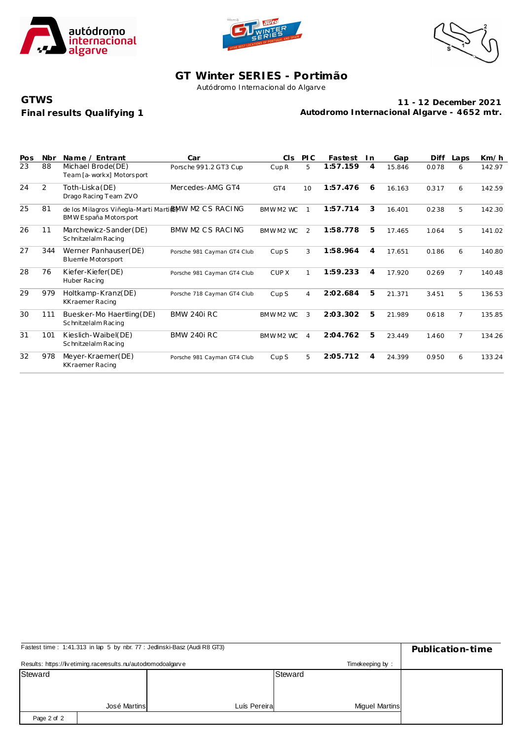# GT Winter SERIES - Portimão

Autódromo Internacional do Algarve

## GTWS

### Final results Qualifying 1

**11 - 12 December 2021**
**Autodromo Internacional Algarve - 4652 mtr.**

| Pos | Nbr | Name / Entrant | Car | Cls | PIC | Fastest | In | Gap | Diff | Laps | Km/h |
|---|---|---|---|---|---|---|---|---|---|---|---|
| 23 | 88 | Michael Brode(DE)<br>Team [a-workx] Motorsport | Porsche 991.2 GT3 Cup | Cup R | 5 | **1:57.159** | 4 | 15.846 | 0.078 | 6 | 142.97 |
| 24 | 2 | Toth-Liska(DE)<br>Drago Racing Team ZVO | Mercedes-AMG GT4 | GT4 | 10 | **1:57.476** | 6 | 16.163 | 0.317 | 6 | 142.59 |
| 25 | 81 | de los Milagros Viñegla-Marti Marti(E)<br>BMW España Motorsport | BMW M2 CS RACING | BMW M2 WC | 1 | **1:57.714** | 3 | 16.401 | 0.238 | 5 | 142.30 |
| 26 | 11 | Marchewicz-Sander(DE)<br>Schnitzelalm Racing | BMW M2 CS RACING | BMW M2 WC | 2 | **1:58.778** | 5 | 17.465 | 1.064 | 5 | 141.02 |
| 27 | 344 | Werner Panhauser(DE)<br>Bluemle Motorsport | Porsche 981 Cayman GT4 Club | Cup S | 3 | **1:58.964** | 4 | 17.651 | 0.186 | 6 | 140.80 |
| 28 | 76 | Kiefer-Kiefer(DE)<br>Huber Racing | Porsche 981 Cayman GT4 Club | CUP X | 1 | **1:59.233** | 4 | 17.920 | 0.269 | 7 | 140.48 |
| 29 | 979 | Holtkamp-Kranz(DE)<br>KKraemer Racing | Porsche 718 Cayman GT4 Club | Cup S | 4 | **2:02.684** | 5 | 21.371 | 3.451 | 5 | 136.53 |
| 30 | 111 | Buesker-Mo Haertling(DE)<br>Schnitzelalm Racing | BMW 240i RC | BMW M2 WC | 3 | **2:03.302** | 5 | 21.989 | 0.618 | 7 | 135.85 |
| 31 | 101 | Kieslich-Waibel(DE)<br>Schnitzelalm Racing | BMW 240i RC | BMW M2 WC | 4 | **2:04.762** | 5 | 23.449 | 1.460 | 7 | 134.26 |
| 32 | 978 | Meyer-Kraemer(DE)<br>KKraemer Racing | Porsche 981 Cayman GT4 Club | Cup S | 5 | **2:05.712** | 4 | 24.399 | 0.950 | 6 | 133.24 |

Fastest time : 1:41.313 in lap 5 by nbr. 77 : Jedlinski-Basz (Audi R8 GT3)

Results: https://livetiming.raceresults.nu/autodromodoalgarve

Timekeeping by :

**Publication-time**

| | | |
|---|---|---|
| Steward<br><br>José Martins | <br><br>Luís Pereira | Steward<br><br>Miguel Martins |